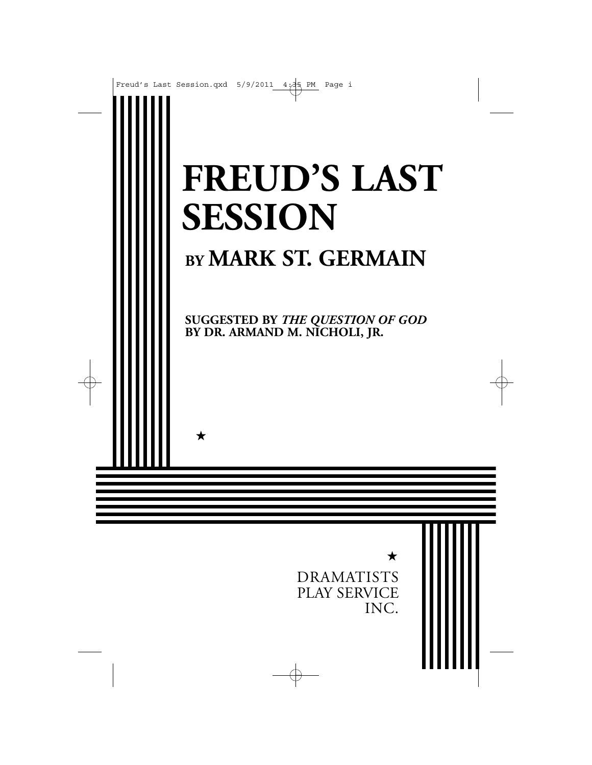# FREUD'S LAST SESSION

## BY MARK ST. GERMAIN

**SUGGESTED BY *THE QUESTION OF GOD* BY DR. ARMAND M. NICHOLI, JR.**

★

★

DRAMATISTS PLAY SERVICE INC.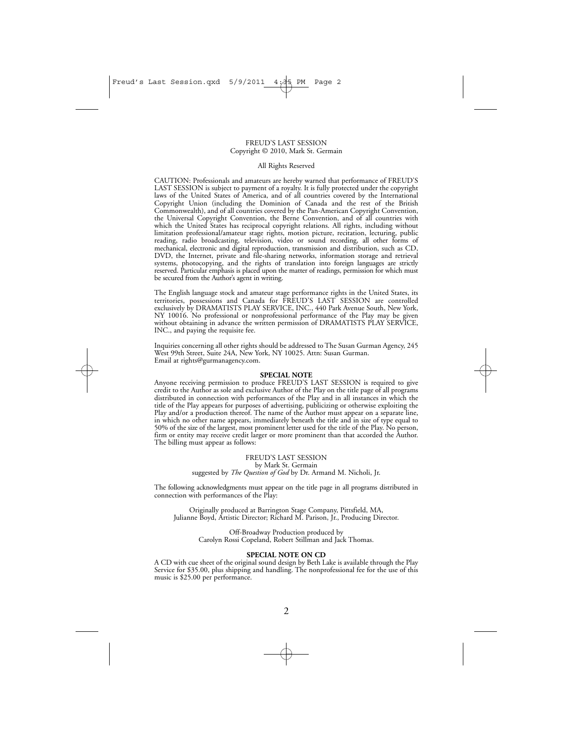FREUD'S LAST SESSION
Copyright © 2010, Mark St. Germain

All Rights Reserved

CAUTION: Professionals and amateurs are hereby warned that performance of FREUD'S LAST SESSION is subject to payment of a royalty. It is fully protected under the copyright laws of the United States of America, and of all countries covered by the International Copyright Union (including the Dominion of Canada and the rest of the British Commonwealth), and of all countries covered by the Pan-American Copyright Convention, the Universal Copyright Convention, the Berne Convention, and of all countries with which the United States has reciprocal copyright relations. All rights, including without limitation professional/amateur stage rights, motion picture, recitation, lecturing, public reading, radio broadcasting, television, video or sound recording, all other forms of mechanical, electronic and digital reproduction, transmission and distribution, such as CD, DVD, the Internet, private and file-sharing networks, information storage and retrieval systems, photocopying, and the rights of translation into foreign languages are strictly reserved. Particular emphasis is placed upon the matter of readings, permission for which must be secured from the Author's agent in writing.

The English language stock and amateur stage performance rights in the United States, its territories, possessions and Canada for FREUD'S LAST SESSION are controlled exclusively by DRAMATISTS PLAY SERVICE, INC., 440 Park Avenue South, New York, NY 10016. No professional or nonprofessional performance of the Play may be given without obtaining in advance the written permission of DRAMATISTS PLAY SERVICE, INC., and paying the requisite fee.

Inquiries concerning all other rights should be addressed to The Susan Gurman Agency, 245 West 99th Street, Suite 24A, New York, NY 10025. Attn: Susan Gurman.
Email at rights@gurmanagency.com.

**SPECIAL NOTE**

Anyone receiving permission to produce FREUD'S LAST SESSION is required to give credit to the Author as sole and exclusive Author of the Play on the title page of all programs distributed in connection with performances of the Play and in all instances in which the title of the Play appears for purposes of advertising, publicizing or otherwise exploiting the Play and/or a production thereof. The name of the Author must appear on a separate line, in which no other name appears, immediately beneath the title and in size of type equal to 50% of the size of the largest, most prominent letter used for the title of the Play. No person, firm or entity may receive credit larger or more prominent than that accorded the Author. The billing must appear as follows:

FREUD'S LAST SESSION
by Mark St. Germain
suggested by *The Question of God* by Dr. Armand M. Nicholi, Jr.

The following acknowledgments must appear on the title page in all programs distributed in connection with performances of the Play:

Originally produced at Barrington Stage Company, Pittsfield, MA,
Julianne Boyd, Artistic Director; Richard M. Parison, Jr., Producing Director.

Off-Broadway Production produced by
Carolyn Rossi Copeland, Robert Stillman and Jack Thomas.

**SPECIAL NOTE ON CD**

A CD with cue sheet of the original sound design by Beth Lake is available through the Play Service for $35.00, plus shipping and handling. The nonprofessional fee for the use of this music is $25.00 per performance.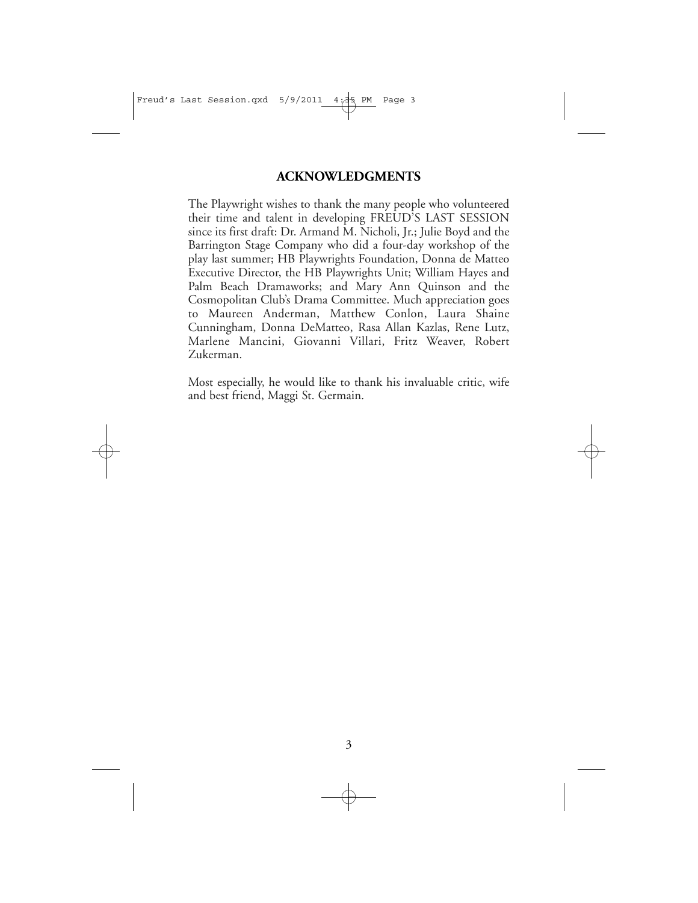## ACKNOWLEDGMENTS

The Playwright wishes to thank the many people who volunteered their time and talent in developing FREUD'S LAST SESSION since its first draft: Dr. Armand M. Nicholi, Jr.; Julie Boyd and the Barrington Stage Company who did a four-day workshop of the play last summer; HB Playwrights Foundation, Donna de Matteo Executive Director, the HB Playwrights Unit; William Hayes and Palm Beach Dramaworks; and Mary Ann Quinson and the Cosmopolitan Club's Drama Committee. Much appreciation goes to Maureen Anderman, Matthew Conlon, Laura Shaine Cunningham, Donna DeMatteo, Rasa Allan Kazlas, Rene Lutz, Marlene Mancini, Giovanni Villari, Fritz Weaver, Robert Zukerman.

Most especially, he would like to thank his invaluable critic, wife and best friend, Maggi St. Germain.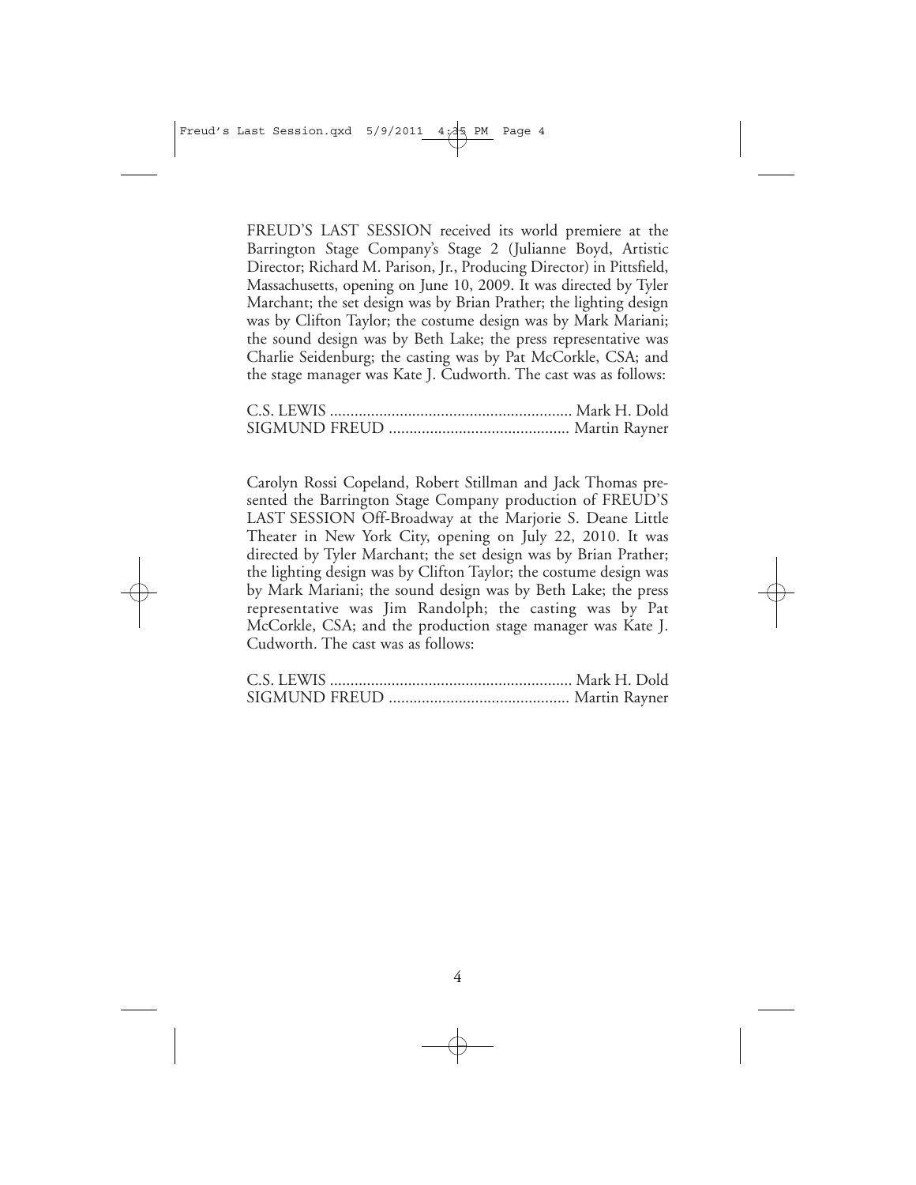FREUD'S LAST SESSION received its world premiere at the Barrington Stage Company's Stage 2 (Julianne Boyd, Artistic Director; Richard M. Parison, Jr., Producing Director) in Pittsfield, Massachusetts, opening on June 10, 2009. It was directed by Tyler Marchant; the set design was by Brian Prather; the lighting design was by Clifton Taylor; the costume design was by Mark Mariani; the sound design was by Beth Lake; the press representative was Charlie Seidenburg; the casting was by Pat McCorkle, CSA; and the stage manager was Kate J. Cudworth. The cast was as follows:

C.S. LEWIS .......................................................... Mark H. Dold
SIGMUND FREUD ........................................... Martin Rayner

Carolyn Rossi Copeland, Robert Stillman and Jack Thomas presented the Barrington Stage Company production of FREUD'S LAST SESSION Off-Broadway at the Marjorie S. Deane Little Theater in New York City, opening on July 22, 2010. It was directed by Tyler Marchant; the set design was by Brian Prather; the lighting design was by Clifton Taylor; the costume design was by Mark Mariani; the sound design was by Beth Lake; the press representative was Jim Randolph; the casting was by Pat McCorkle, CSA; and the production stage manager was Kate J. Cudworth. The cast was as follows:

C.S. LEWIS .......................................................... Mark H. Dold
SIGMUND FREUD ........................................... Martin Rayner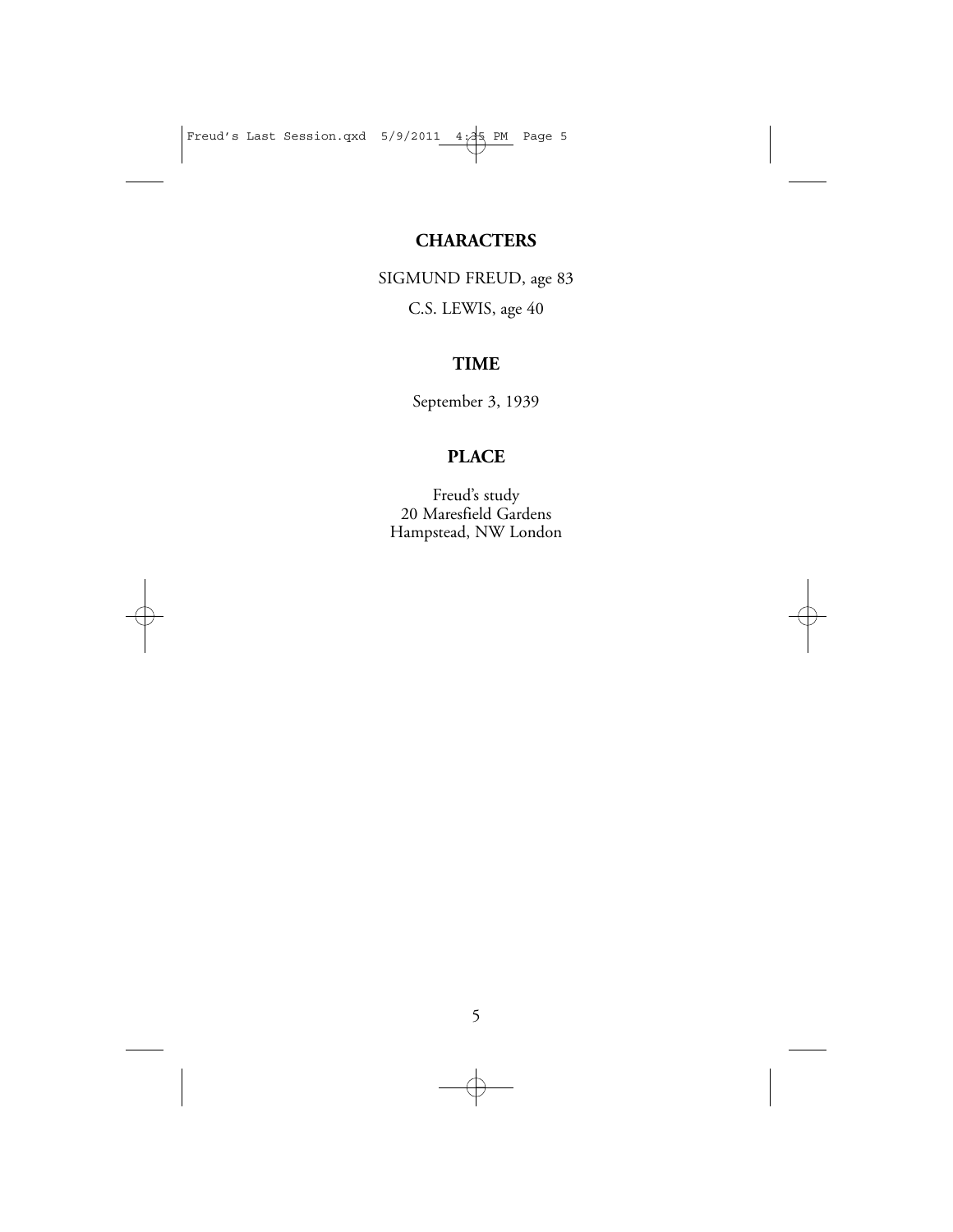## CHARACTERS

SIGMUND FREUD, age 83

C.S. LEWIS, age 40

## TIME

September 3, 1939

## PLACE

Freud's study
20 Maresfield Gardens
Hampstead, NW London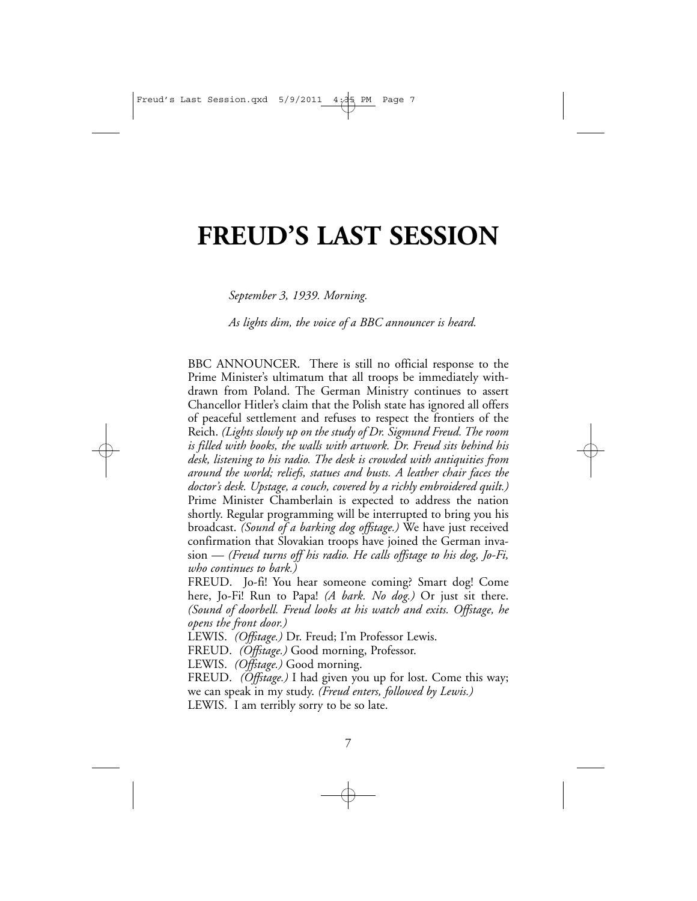# FREUD'S LAST SESSION

*September 3, 1939. Morning.*

*As lights dim, the voice of a BBC announcer is heard.*

BBC ANNOUNCER. There is still no official response to the Prime Minister's ultimatum that all troops be immediately withdrawn from Poland. The German Ministry continues to assert Chancellor Hitler's claim that the Polish state has ignored all offers of peaceful settlement and refuses to respect the frontiers of the Reich. *(Lights slowly up on the study of Dr. Sigmund Freud. The room is filled with books, the walls with artwork. Dr. Freud sits behind his desk, listening to his radio. The desk is crowded with antiquities from around the world; reliefs, statues and busts. A leather chair faces the doctor's desk. Upstage, a couch, covered by a richly embroidered quilt.)* Prime Minister Chamberlain is expected to address the nation shortly. Regular programming will be interrupted to bring you his broadcast. *(Sound of a barking dog offstage.)* We have just received confirmation that Slovakian troops have joined the German invasion — *(Freud turns off his radio. He calls offstage to his dog, Jo-Fi, who continues to bark.)*

FREUD. Jo-fi! You hear someone coming? Smart dog! Come here, Jo-Fi! Run to Papa! *(A bark. No dog.)* Or just sit there. *(Sound of doorbell. Freud looks at his watch and exits. Offstage, he opens the front door.)*

LEWIS. *(Offstage.)* Dr. Freud; I'm Professor Lewis.

FREUD. *(Offstage.)* Good morning, Professor.

LEWIS. *(Offstage.)* Good morning.

FREUD. *(Offstage.)* I had given you up for lost. Come this way; we can speak in my study. *(Freud enters, followed by Lewis.)*

LEWIS. I am terribly sorry to be so late.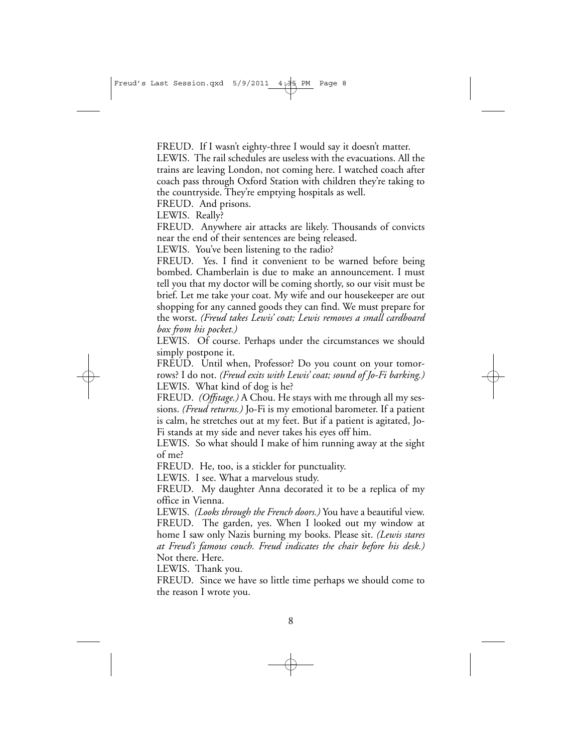FREUD. If I wasn't eighty-three I would say it doesn't matter.

LEWIS. The rail schedules are useless with the evacuations. All the trains are leaving London, not coming here. I watched coach after coach pass through Oxford Station with children they're taking to the countryside. They're emptying hospitals as well.

FREUD. And prisons.

LEWIS. Really?

FREUD. Anywhere air attacks are likely. Thousands of convicts near the end of their sentences are being released.

LEWIS. You've been listening to the radio?

FREUD. Yes. I find it convenient to be warned before being bombed. Chamberlain is due to make an announcement. I must tell you that my doctor will be coming shortly, so our visit must be brief. Let me take your coat. My wife and our housekeeper are out shopping for any canned goods they can find. We must prepare for the worst. *(Freud takes Lewis' coat; Lewis removes a small cardboard box from his pocket.)*

LEWIS. Of course. Perhaps under the circumstances we should simply postpone it.

FREUD. Until when, Professor? Do you count on your tomorrows? I do not. *(Freud exits with Lewis' coat; sound of Jo-Fi barking.)*

LEWIS. What kind of dog is he?

FREUD. *(Offstage.)* A Chou. He stays with me through all my sessions. *(Freud returns.)* Jo-Fi is my emotional barometer. If a patient is calm, he stretches out at my feet. But if a patient is agitated, Jo-Fi stands at my side and never takes his eyes off him.

LEWIS. So what should I make of him running away at the sight of me?

FREUD. He, too, is a stickler for punctuality.

LEWIS. I see. What a marvelous study.

FREUD. My daughter Anna decorated it to be a replica of my office in Vienna.

LEWIS. *(Looks through the French doors.)* You have a beautiful view.

FREUD. The garden, yes. When I looked out my window at home I saw only Nazis burning my books. Please sit. *(Lewis stares at Freud's famous couch. Freud indicates the chair before his desk.)* Not there. Here.

LEWIS. Thank you.

FREUD. Since we have so little time perhaps we should come to the reason I wrote you.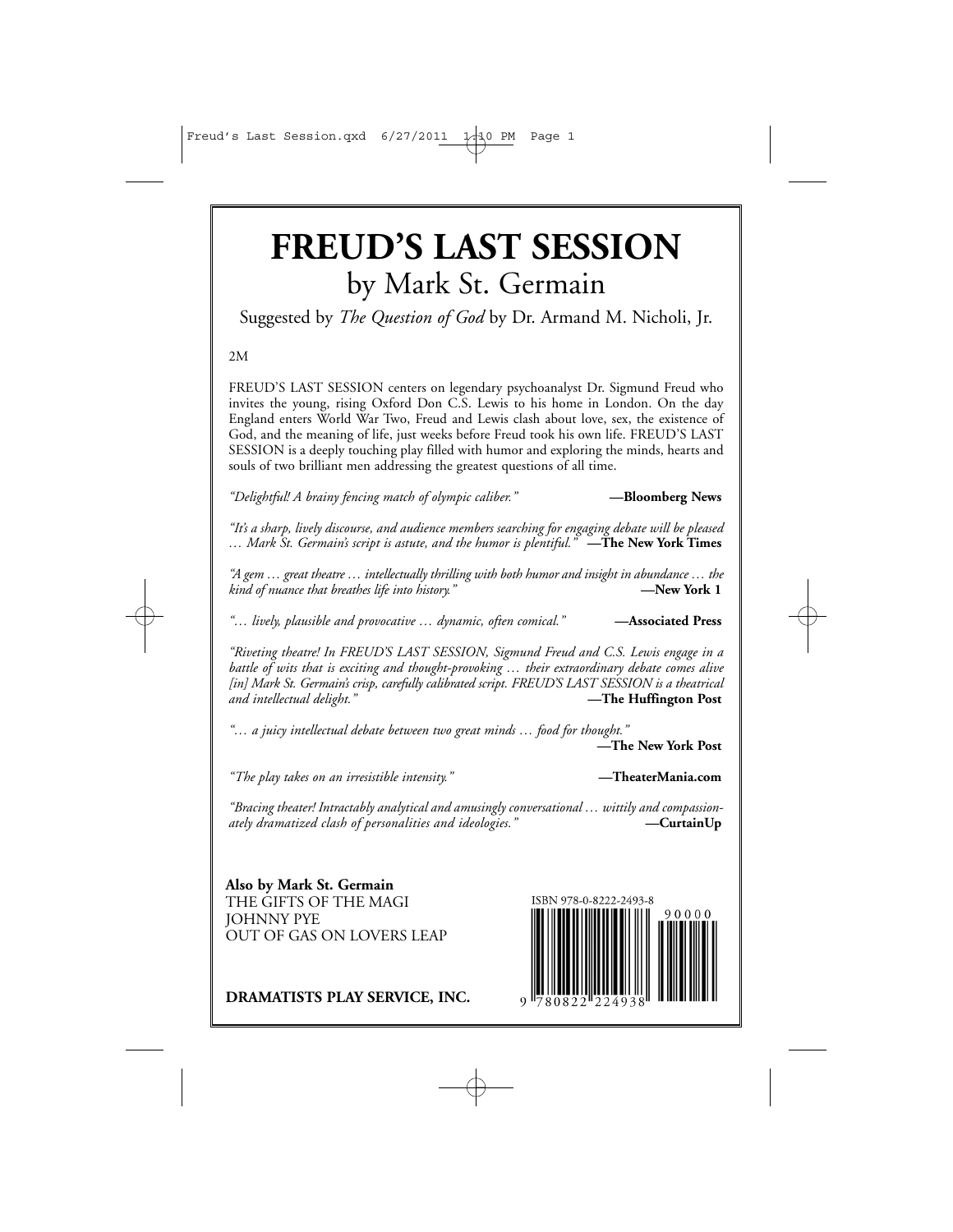# FREUD'S LAST SESSION

## by Mark St. Germain

Suggested by *The Question of God* by Dr. Armand M. Nicholi, Jr.

2M

FREUD'S LAST SESSION centers on legendary psychoanalyst Dr. Sigmund Freud who invites the young, rising Oxford Don C.S. Lewis to his home in London. On the day England enters World War Two, Freud and Lewis clash about love, sex, the existence of God, and the meaning of life, just weeks before Freud took his own life. FREUD'S LAST SESSION is a deeply touching play filled with humor and exploring the minds, hearts and souls of two brilliant men addressing the greatest questions of all time.

*"Delightful! A brainy fencing match of olympic caliber."* **—Bloomberg News**

*"It's a sharp, lively discourse, and audience members searching for engaging debate will be pleased … Mark St. Germain's script is astute, and the humor is plentiful."* **—The New York Times**

*"A gem … great theatre … intellectually thrilling with both humor and insight in abundance … the kind of nuance that breathes life into history."* **—New York 1**

*"… lively, plausible and provocative … dynamic, often comical."* **—Associated Press**

*"Riveting theatre! In FREUD'S LAST SESSION, Sigmund Freud and C.S. Lewis engage in a battle of wits that is exciting and thought-provoking … their extraordinary debate comes alive [in] Mark St. Germain's crisp, carefully calibrated script. FREUD'S LAST SESSION is a theatrical and intellectual delight."* **—The Huffington Post**

*"… a juicy intellectual debate between two great minds … food for thought."* **—The New York Post**

*"The play takes on an irresistible intensity."* **—TheaterMania.com**

*"Bracing theater! Intractably analytical and amusingly conversational … wittily and compassionately dramatized clash of personalities and ideologies."* **—CurtainUp**

**Also by Mark St. Germain**
THE GIFTS OF THE MAGI
JOHNNY PYE
OUT OF GAS ON LOVERS LEAP

ISBN 978-0-8222-2493-8

**DRAMATISTS PLAY SERVICE, INC.**